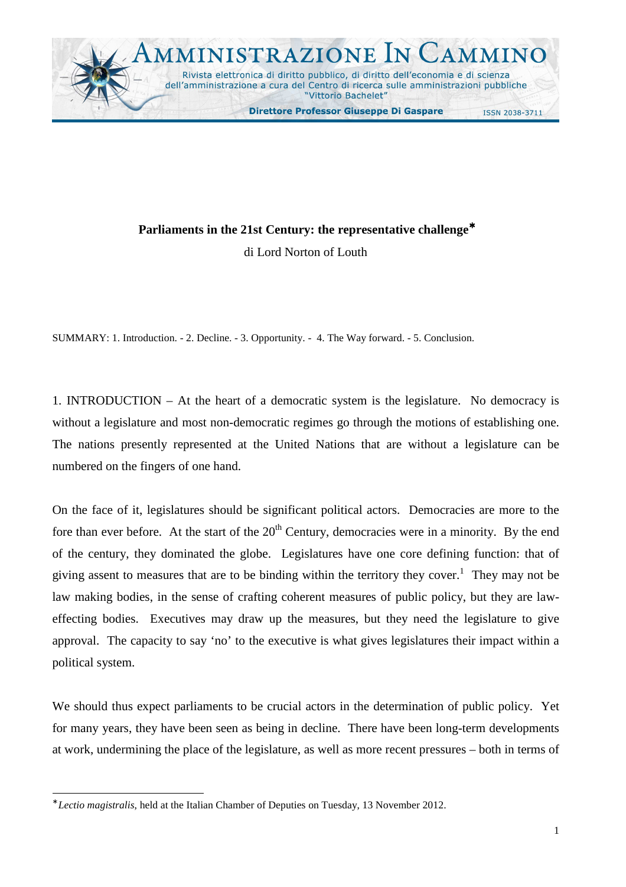# Parliaments in the 21st Century: the representative challenge*

di Lord Norton of Louth

SUMMARY: 1. Introduction. - 2. Decline. - 3. Opportunity. - 4. The Way forward. - 5. Conclusion.

1. INTRODUCTION – At the heart of a democratic system is the legislature. No democracy is without a legislature and most non-democratic regimes go through the motions of establishing one. The nations presently represented at the United Nations that are without a legislature can be numbered on the fingers of one hand.

On the face of it, legislatures should be significant political actors. Democracies are more to the fore than ever before. At the start of the 20th Century, democracies were in a minority. By the end of the century, they dominated the globe. Legislatures have one core defining function: that of giving assent to measures that are to be binding within the territory they cover.[1] They may not be law making bodies, in the sense of crafting coherent measures of public policy, but they are law-effecting bodies. Executives may draw up the measures, but they need the legislature to give approval. The capacity to say 'no' to the executive is what gives legislatures their impact within a political system.

We should thus expect parliaments to be crucial actors in the determination of public policy. Yet for many years, they have been seen as being in decline. There have been long-term developments at work, undermining the place of the legislature, as well as more recent pressures – both in terms of

---

* *Lectio magistralis*, held at the Italian Chamber of Deputies on Tuesday, 13 November 2012.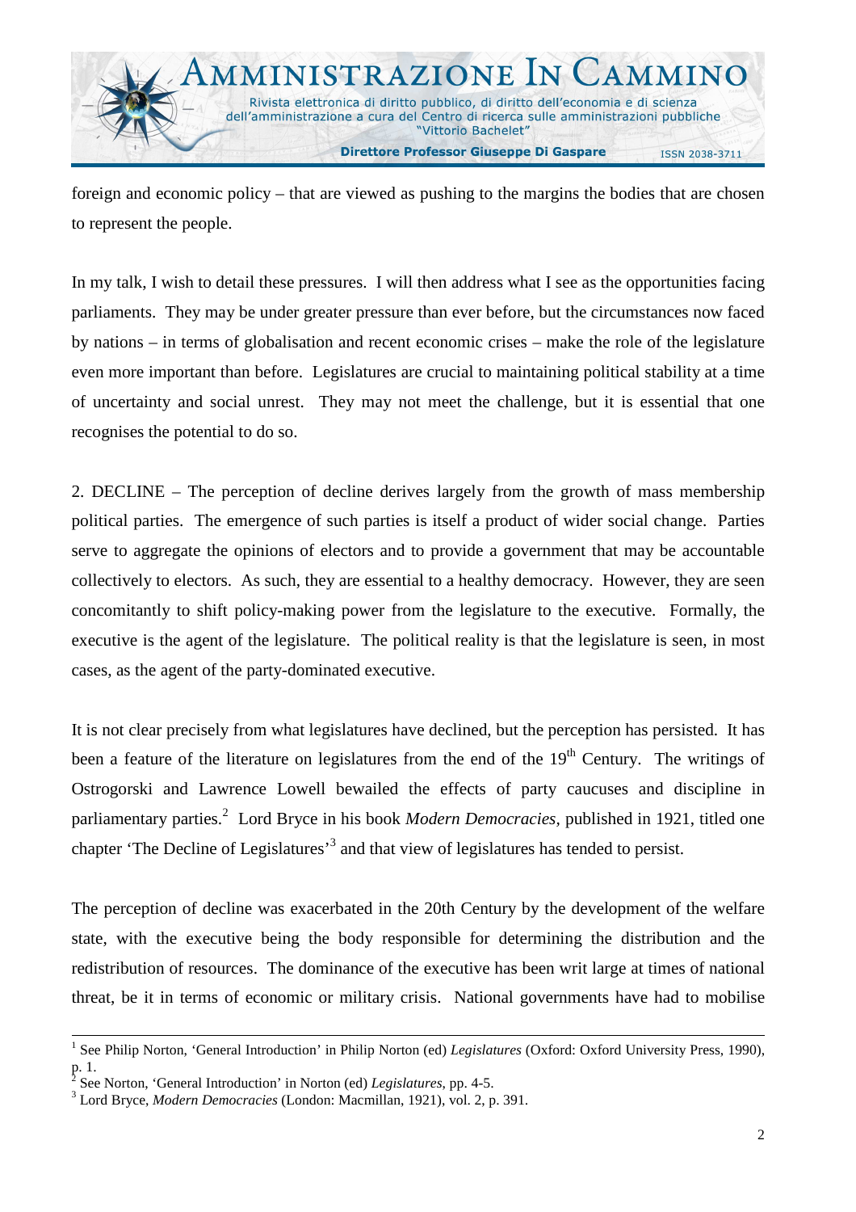foreign and economic policy – that are viewed as pushing to the margins the bodies that are chosen to represent the people.

In my talk, I wish to detail these pressures. I will then address what I see as the opportunities facing parliaments. They may be under greater pressure than ever before, but the circumstances now faced by nations – in terms of globalisation and recent economic crises – make the role of the legislature even more important than before. Legislatures are crucial to maintaining political stability at a time of uncertainty and social unrest. They may not meet the challenge, but it is essential that one recognises the potential to do so.

2. DECLINE – The perception of decline derives largely from the growth of mass membership political parties. The emergence of such parties is itself a product of wider social change. Parties serve to aggregate the opinions of electors and to provide a government that may be accountable collectively to electors. As such, they are essential to a healthy democracy. However, they are seen concomitantly to shift policy-making power from the legislature to the executive. Formally, the executive is the agent of the legislature. The political reality is that the legislature is seen, in most cases, as the agent of the party-dominated executive.

It is not clear precisely from what legislatures have declined, but the perception has persisted. It has been a feature of the literature on legislatures from the end of the 19th Century. The writings of Ostrogorski and Lawrence Lowell bewailed the effects of party caucuses and discipline in parliamentary parties.[2] Lord Bryce in his book *Modern Democracies*, published in 1921, titled one chapter 'The Decline of Legislatures'[3] and that view of legislatures has tended to persist.

The perception of decline was exacerbated in the 20th Century by the development of the welfare state, with the executive being the body responsible for determining the distribution and the redistribution of resources. The dominance of the executive has been writ large at times of national threat, be it in terms of economic or military crisis. National governments have had to mobilise

---

[1] See Philip Norton, 'General Introduction' in Philip Norton (ed) *Legislatures* (Oxford: Oxford University Press, 1990), p. 1.

[2] See Norton, 'General Introduction' in Norton (ed) *Legislatures*, pp. 4-5.

[3] Lord Bryce, *Modern Democracies* (London: Macmillan, 1921), vol. 2, p. 391.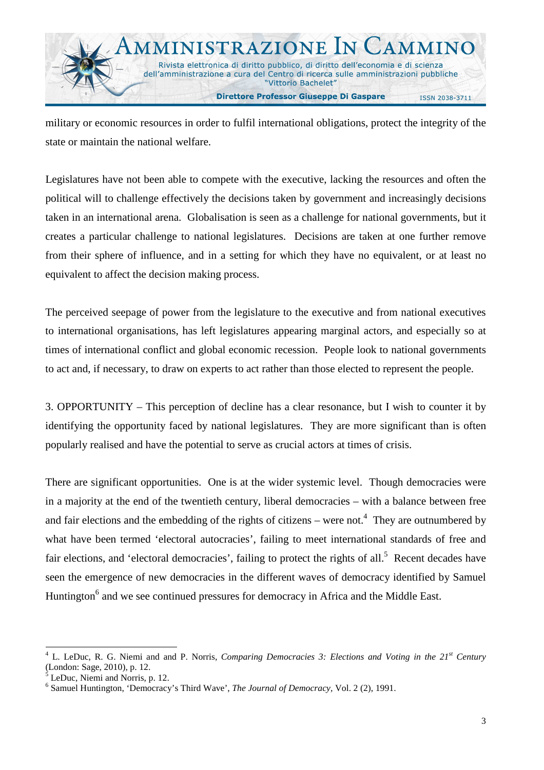military or economic resources in order to fulfil international obligations, protect the integrity of the state or maintain the national welfare.

Legislatures have not been able to compete with the executive, lacking the resources and often the political will to challenge effectively the decisions taken by government and increasingly decisions taken in an international arena. Globalisation is seen as a challenge for national governments, but it creates a particular challenge to national legislatures. Decisions are taken at one further remove from their sphere of influence, and in a setting for which they have no equivalent, or at least no equivalent to affect the decision making process.

The perceived seepage of power from the legislature to the executive and from national executives to international organisations, has left legislatures appearing marginal actors, and especially so at times of international conflict and global economic recession. People look to national governments to act and, if necessary, to draw on experts to act rather than those elected to represent the people.

3. OPPORTUNITY – This perception of decline has a clear resonance, but I wish to counter it by identifying the opportunity faced by national legislatures. They are more significant than is often popularly realised and have the potential to serve as crucial actors at times of crisis.

There are significant opportunities. One is at the wider systemic level. Though democracies were in a majority at the end of the twentieth century, liberal democracies – with a balance between free and fair elections and the embedding of the rights of citizens – were not.[4] They are outnumbered by what have been termed 'electoral autocracies', failing to meet international standards of free and fair elections, and 'electoral democracies', failing to protect the rights of all.[5] Recent decades have seen the emergence of new democracies in the different waves of democracy identified by Samuel Huntington[6] and we see continued pressures for democracy in Africa and the Middle East.

---

[4] L. LeDuc, R. G. Niemi and and P. Norris, *Comparing Democracies 3: Elections and Voting in the 21st Century* (London: Sage, 2010), p. 12.

[5] LeDuc, Niemi and Norris, p. 12.

[6] Samuel Huntington, 'Democracy's Third Wave', *The Journal of Democracy*, Vol. 2 (2), 1991.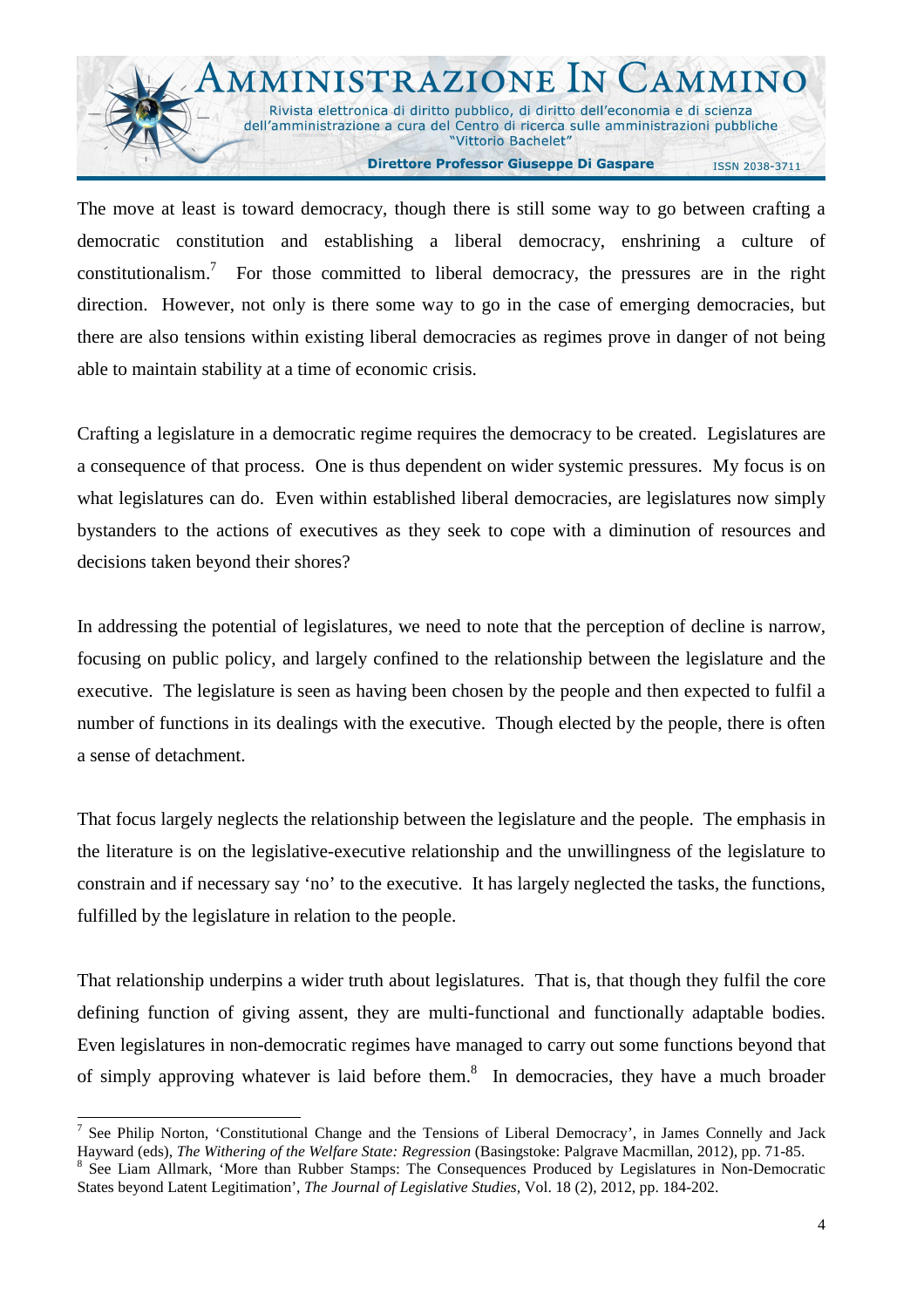The move at least is toward democracy, though there is still some way to go between crafting a democratic constitution and establishing a liberal democracy, enshrining a culture of constitutionalism.[7] For those committed to liberal democracy, the pressures are in the right direction. However, not only is there some way to go in the case of emerging democracies, but there are also tensions within existing liberal democracies as regimes prove in danger of not being able to maintain stability at a time of economic crisis.

Crafting a legislature in a democratic regime requires the democracy to be created. Legislatures are a consequence of that process. One is thus dependent on wider systemic pressures. My focus is on what legislatures can do. Even within established liberal democracies, are legislatures now simply bystanders to the actions of executives as they seek to cope with a diminution of resources and decisions taken beyond their shores?

In addressing the potential of legislatures, we need to note that the perception of decline is narrow, focusing on public policy, and largely confined to the relationship between the legislature and the executive. The legislature is seen as having been chosen by the people and then expected to fulfil a number of functions in its dealings with the executive. Though elected by the people, there is often a sense of detachment.

That focus largely neglects the relationship between the legislature and the people. The emphasis in the literature is on the legislative-executive relationship and the unwillingness of the legislature to constrain and if necessary say 'no' to the executive. It has largely neglected the tasks, the functions, fulfilled by the legislature in relation to the people.

That relationship underpins a wider truth about legislatures. That is, that though they fulfil the core defining function of giving assent, they are multi-functional and functionally adaptable bodies. Even legislatures in non-democratic regimes have managed to carry out some functions beyond that of simply approving whatever is laid before them.[8] In democracies, they have a much broader

---

[7] See Philip Norton, 'Constitutional Change and the Tensions of Liberal Democracy', in James Connelly and Jack Hayward (eds), *The Withering of the Welfare State: Regression* (Basingstoke: Palgrave Macmillan, 2012), pp. 71-85.

[8] See Liam Allmark, 'More than Rubber Stamps: The Consequences Produced by Legislatures in Non-Democratic States beyond Latent Legitimation', *The Journal of Legislative Studies*, Vol. 18 (2), 2012, pp. 184-202.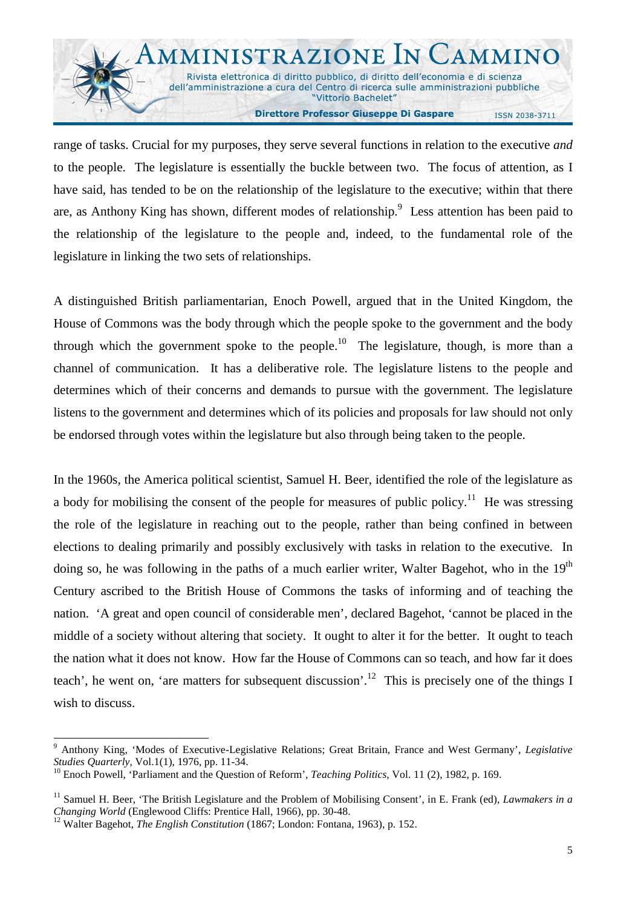range of tasks. Crucial for my purposes, they serve several functions in relation to the executive *and* to the people. The legislature is essentially the buckle between two. The focus of attention, as I have said, has tended to be on the relationship of the legislature to the executive; within that there are, as Anthony King has shown, different modes of relationship.[9] Less attention has been paid to the relationship of the legislature to the people and, indeed, to the fundamental role of the legislature in linking the two sets of relationships.

A distinguished British parliamentarian, Enoch Powell, argued that in the United Kingdom, the House of Commons was the body through which the people spoke to the government and the body through which the government spoke to the people.[10] The legislature, though, is more than a channel of communication. It has a deliberative role. The legislature listens to the people and determines which of their concerns and demands to pursue with the government. The legislature listens to the government and determines which of its policies and proposals for law should not only be endorsed through votes within the legislature but also through being taken to the people.

In the 1960s, the America political scientist, Samuel H. Beer, identified the role of the legislature as a body for mobilising the consent of the people for measures of public policy.[11] He was stressing the role of the legislature in reaching out to the people, rather than being confined in between elections to dealing primarily and possibly exclusively with tasks in relation to the executive. In doing so, he was following in the paths of a much earlier writer, Walter Bagehot, who in the 19th Century ascribed to the British House of Commons the tasks of informing and of teaching the nation. 'A great and open council of considerable men', declared Bagehot, 'cannot be placed in the middle of a society without altering that society. It ought to alter it for the better. It ought to teach the nation what it does not know. How far the House of Commons can so teach, and how far it does teach', he went on, 'are matters for subsequent discussion'.[12] This is precisely one of the things I wish to discuss.

---

[9] Anthony King, 'Modes of Executive-Legislative Relations; Great Britain, France and West Germany', *Legislative Studies Quarterly*, Vol.1(1), 1976, pp. 11-34.

[10] Enoch Powell, 'Parliament and the Question of Reform', *Teaching Politics*, Vol. 11 (2), 1982, p. 169.

[11] Samuel H. Beer, 'The British Legislature and the Problem of Mobilising Consent', in E. Frank (ed), *Lawmakers in a Changing World* (Englewood Cliffs: Prentice Hall, 1966), pp. 30-48.

[12] Walter Bagehot, *The English Constitution* (1867; London: Fontana, 1963), p. 152.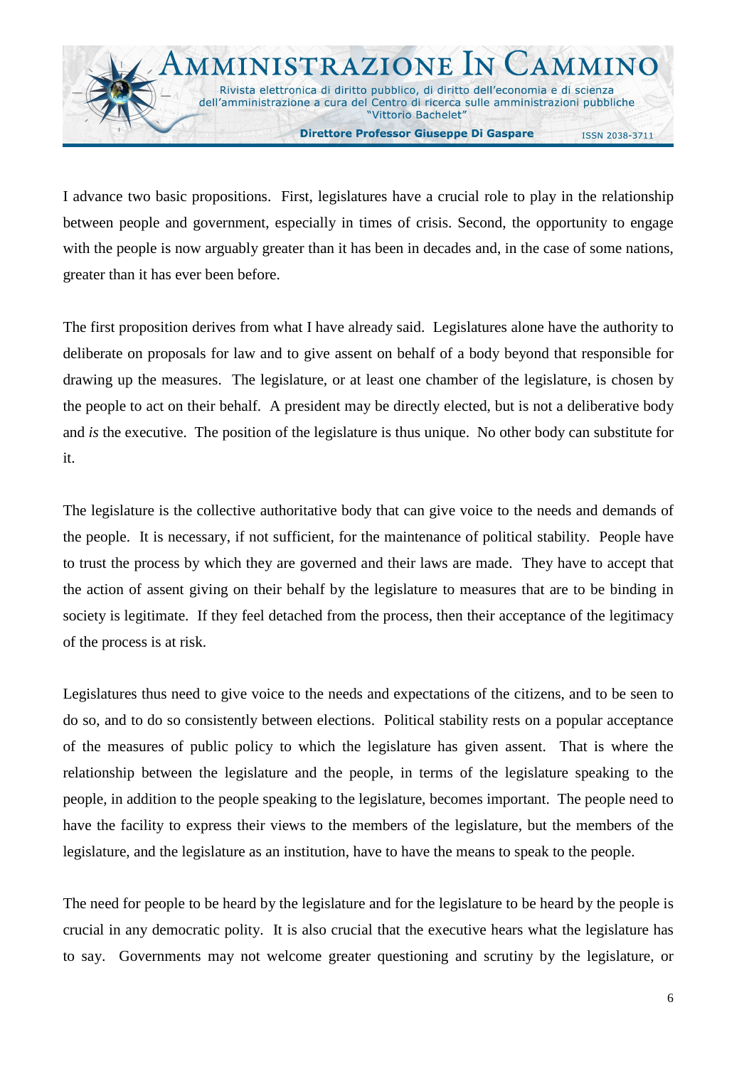I advance two basic propositions. First, legislatures have a crucial role to play in the relationship between people and government, especially in times of crisis. Second, the opportunity to engage with the people is now arguably greater than it has been in decades and, in the case of some nations, greater than it has ever been before.

The first proposition derives from what I have already said. Legislatures alone have the authority to deliberate on proposals for law and to give assent on behalf of a body beyond that responsible for drawing up the measures. The legislature, or at least one chamber of the legislature, is chosen by the people to act on their behalf. A president may be directly elected, but is not a deliberative body and *is* the executive. The position of the legislature is thus unique. No other body can substitute for it.

The legislature is the collective authoritative body that can give voice to the needs and demands of the people. It is necessary, if not sufficient, for the maintenance of political stability. People have to trust the process by which they are governed and their laws are made. They have to accept that the action of assent giving on their behalf by the legislature to measures that are to be binding in society is legitimate. If they feel detached from the process, then their acceptance of the legitimacy of the process is at risk.

Legislatures thus need to give voice to the needs and expectations of the citizens, and to be seen to do so, and to do so consistently between elections. Political stability rests on a popular acceptance of the measures of public policy to which the legislature has given assent. That is where the relationship between the legislature and the people, in terms of the legislature speaking to the people, in addition to the people speaking to the legislature, becomes important. The people need to have the facility to express their views to the members of the legislature, but the members of the legislature, and the legislature as an institution, have to have the means to speak to the people.

The need for people to be heard by the legislature and for the legislature to be heard by the people is crucial in any democratic polity. It is also crucial that the executive hears what the legislature has to say. Governments may not welcome greater questioning and scrutiny by the legislature, or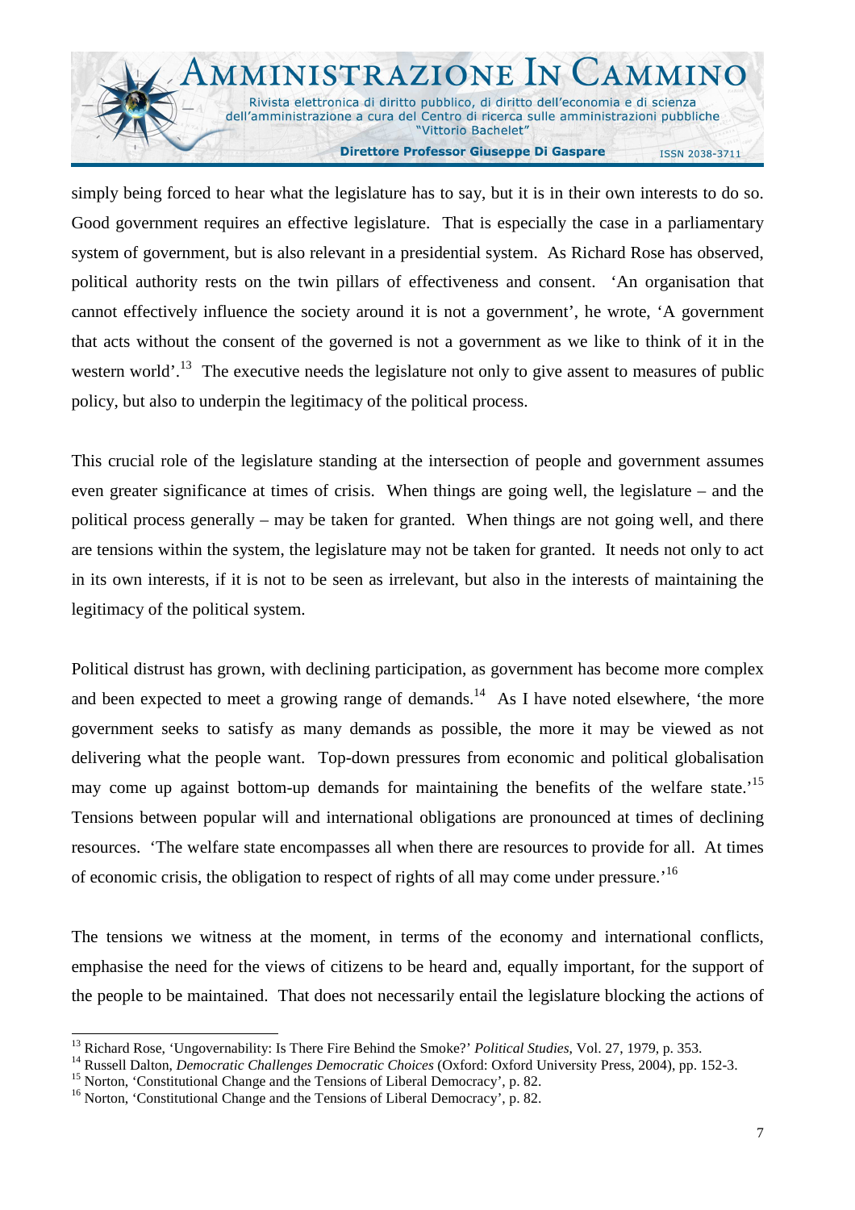simply being forced to hear what the legislature has to say, but it is in their own interests to do so. Good government requires an effective legislature. That is especially the case in a parliamentary system of government, but is also relevant in a presidential system. As Richard Rose has observed, political authority rests on the twin pillars of effectiveness and consent. 'An organisation that cannot effectively influence the society around it is not a government', he wrote, 'A government that acts without the consent of the governed is not a government as we like to think of it in the western world'.[13] The executive needs the legislature not only to give assent to measures of public policy, but also to underpin the legitimacy of the political process.

This crucial role of the legislature standing at the intersection of people and government assumes even greater significance at times of crisis. When things are going well, the legislature – and the political process generally – may be taken for granted. When things are not going well, and there are tensions within the system, the legislature may not be taken for granted. It needs not only to act in its own interests, if it is not to be seen as irrelevant, but also in the interests of maintaining the legitimacy of the political system.

Political distrust has grown, with declining participation, as government has become more complex and been expected to meet a growing range of demands.[14] As I have noted elsewhere, 'the more government seeks to satisfy as many demands as possible, the more it may be viewed as not delivering what the people want. Top-down pressures from economic and political globalisation may come up against bottom-up demands for maintaining the benefits of the welfare state.'[15] Tensions between popular will and international obligations are pronounced at times of declining resources. 'The welfare state encompasses all when there are resources to provide for all. At times of economic crisis, the obligation to respect of rights of all may come under pressure.'[16]

The tensions we witness at the moment, in terms of the economy and international conflicts, emphasise the need for the views of citizens to be heard and, equally important, for the support of the people to be maintained. That does not necessarily entail the legislature blocking the actions of

---

[13] Richard Rose, 'Ungovernability: Is There Fire Behind the Smoke?' *Political Studies*, Vol. 27, 1979, p. 353.

[14] Russell Dalton, *Democratic Challenges Democratic Choices* (Oxford: Oxford University Press, 2004), pp. 152-3.

[15] Norton, 'Constitutional Change and the Tensions of Liberal Democracy', p. 82.

[16] Norton, 'Constitutional Change and the Tensions of Liberal Democracy', p. 82.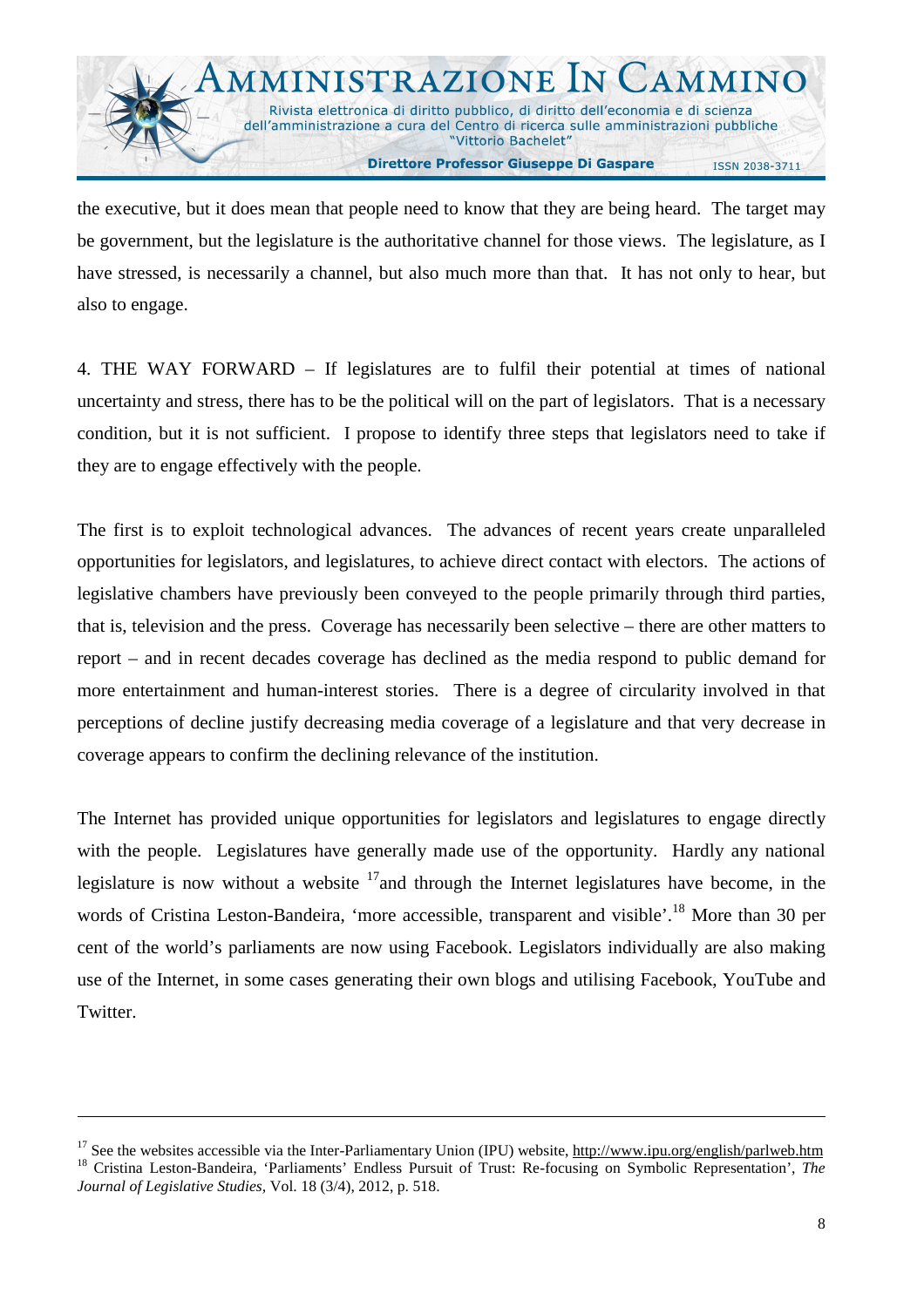the executive, but it does mean that people need to know that they are being heard. The target may be government, but the legislature is the authoritative channel for those views. The legislature, as I have stressed, is necessarily a channel, but also much more than that. It has not only to hear, but also to engage.

4. THE WAY FORWARD – If legislatures are to fulfil their potential at times of national uncertainty and stress, there has to be the political will on the part of legislators. That is a necessary condition, but it is not sufficient. I propose to identify three steps that legislators need to take if they are to engage effectively with the people.

The first is to exploit technological advances. The advances of recent years create unparalleled opportunities for legislators, and legislatures, to achieve direct contact with electors. The actions of legislative chambers have previously been conveyed to the people primarily through third parties, that is, television and the press. Coverage has necessarily been selective – there are other matters to report – and in recent decades coverage has declined as the media respond to public demand for more entertainment and human-interest stories. There is a degree of circularity involved in that perceptions of decline justify decreasing media coverage of a legislature and that very decrease in coverage appears to confirm the declining relevance of the institution.

The Internet has provided unique opportunities for legislators and legislatures to engage directly with the people. Legislatures have generally made use of the opportunity. Hardly any national legislature is now without a website [17]and through the Internet legislatures have become, in the words of Cristina Leston-Bandeira, 'more accessible, transparent and visible'.[18] More than 30 per cent of the world's parliaments are now using Facebook. Legislators individually are also making use of the Internet, in some cases generating their own blogs and utilising Facebook, YouTube and Twitter.

---

[17] See the websites accessible via the Inter-Parliamentary Union (IPU) website, http://www.ipu.org/english/parlweb.htm

[18] Cristina Leston-Bandeira, 'Parliaments' Endless Pursuit of Trust: Re-focusing on Symbolic Representation', *The Journal of Legislative Studies*, Vol. 18 (3/4), 2012, p. 518.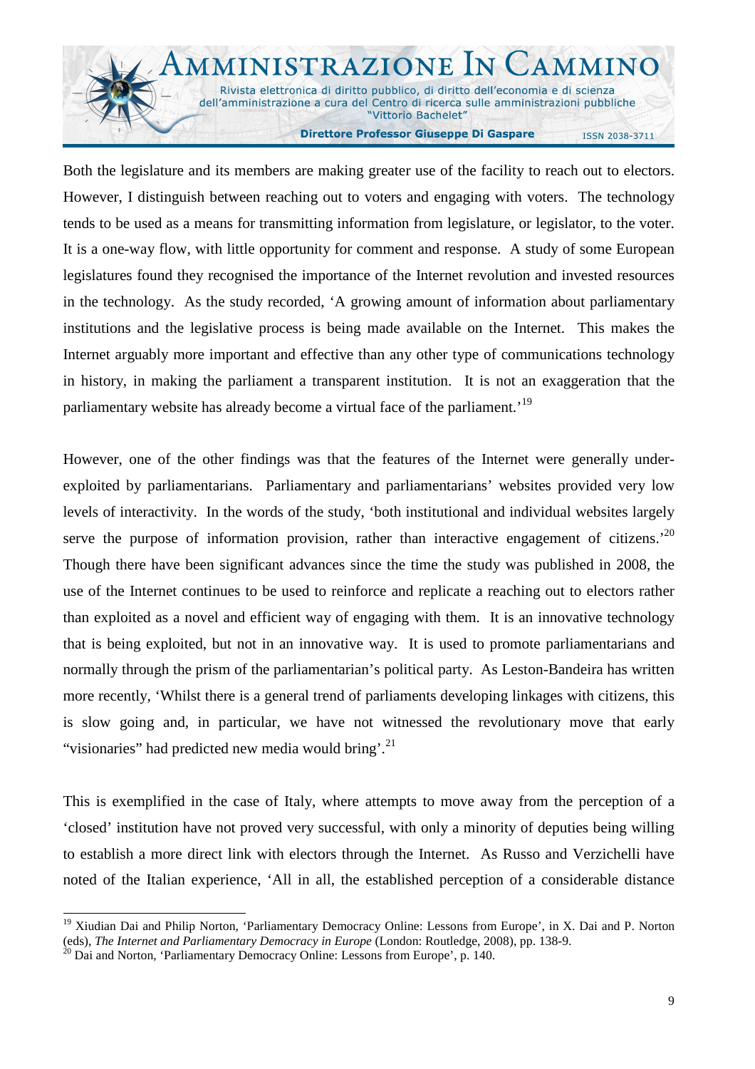Both the legislature and its members are making greater use of the facility to reach out to electors. However, I distinguish between reaching out to voters and engaging with voters. The technology tends to be used as a means for transmitting information from legislature, or legislator, to the voter. It is a one-way flow, with little opportunity for comment and response. A study of some European legislatures found they recognised the importance of the Internet revolution and invested resources in the technology. As the study recorded, 'A growing amount of information about parliamentary institutions and the legislative process is being made available on the Internet. This makes the Internet arguably more important and effective than any other type of communications technology in history, in making the parliament a transparent institution. It is not an exaggeration that the parliamentary website has already become a virtual face of the parliament.'[19]

However, one of the other findings was that the features of the Internet were generally under-exploited by parliamentarians. Parliamentary and parliamentarians' websites provided very low levels of interactivity. In the words of the study, 'both institutional and individual websites largely serve the purpose of information provision, rather than interactive engagement of citizens.'[20] Though there have been significant advances since the time the study was published in 2008, the use of the Internet continues to be used to reinforce and replicate a reaching out to electors rather than exploited as a novel and efficient way of engaging with them. It is an innovative technology that is being exploited, but not in an innovative way. It is used to promote parliamentarians and normally through the prism of the parliamentarian's political party. As Leston-Bandeira has written more recently, 'Whilst there is a general trend of parliaments developing linkages with citizens, this is slow going and, in particular, we have not witnessed the revolutionary move that early "visionaries" had predicted new media would bring'.[21]

This is exemplified in the case of Italy, where attempts to move away from the perception of a 'closed' institution have not proved very successful, with only a minority of deputies being willing to establish a more direct link with electors through the Internet. As Russo and Verzichelli have noted of the Italian experience, 'All in all, the established perception of a considerable distance

---

[19] Xiudian Dai and Philip Norton, 'Parliamentary Democracy Online: Lessons from Europe', in X. Dai and P. Norton (eds), *The Internet and Parliamentary Democracy in Europe* (London: Routledge, 2008), pp. 138-9.

[20] Dai and Norton, 'Parliamentary Democracy Online: Lessons from Europe', p. 140.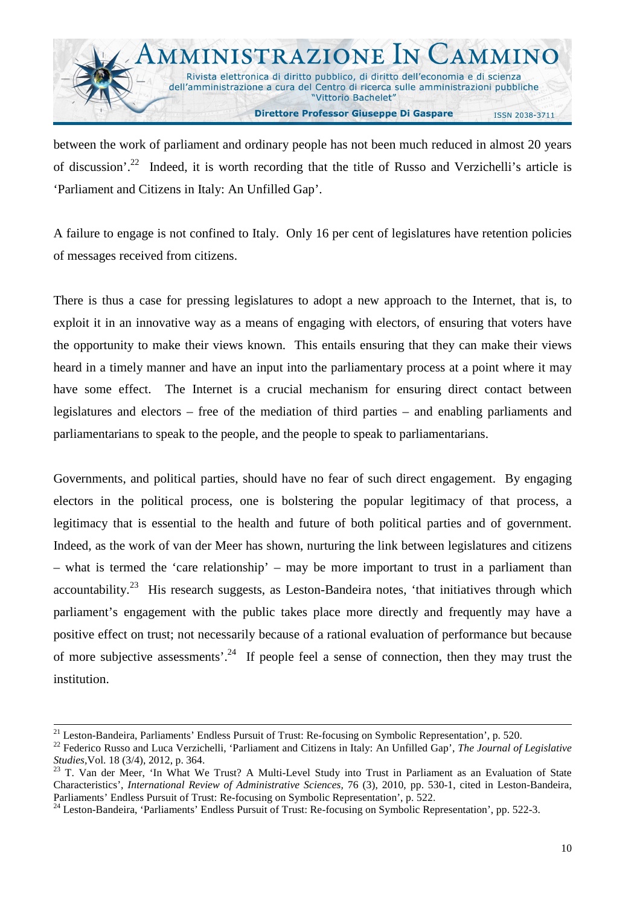between the work of parliament and ordinary people has not been much reduced in almost 20 years of discussion'.[22] Indeed, it is worth recording that the title of Russo and Verzichelli's article is 'Parliament and Citizens in Italy: An Unfilled Gap'.

A failure to engage is not confined to Italy. Only 16 per cent of legislatures have retention policies of messages received from citizens.

There is thus a case for pressing legislatures to adopt a new approach to the Internet, that is, to exploit it in an innovative way as a means of engaging with electors, of ensuring that voters have the opportunity to make their views known. This entails ensuring that they can make their views heard in a timely manner and have an input into the parliamentary process at a point where it may have some effect. The Internet is a crucial mechanism for ensuring direct contact between legislatures and electors – free of the mediation of third parties – and enabling parliaments and parliamentarians to speak to the people, and the people to speak to parliamentarians.

Governments, and political parties, should have no fear of such direct engagement. By engaging electors in the political process, one is bolstering the popular legitimacy of that process, a legitimacy that is essential to the health and future of both political parties and of government. Indeed, as the work of van der Meer has shown, nurturing the link between legislatures and citizens – what is termed the 'care relationship' – may be more important to trust in a parliament than accountability.[23] His research suggests, as Leston-Bandeira notes, 'that initiatives through which parliament's engagement with the public takes place more directly and frequently may have a positive effect on trust; not necessarily because of a rational evaluation of performance but because of more subjective assessments'.[24] If people feel a sense of connection, then they may trust the institution.

---

[21] Leston-Bandeira, Parliaments' Endless Pursuit of Trust: Re-focusing on Symbolic Representation', p. 520.

[22] Federico Russo and Luca Verzichelli, 'Parliament and Citizens in Italy: An Unfilled Gap', *The Journal of Legislative Studies*,Vol. 18 (3/4), 2012, p. 364.

[23] T. Van der Meer, 'In What We Trust? A Multi-Level Study into Trust in Parliament as an Evaluation of State Characteristics', *International Review of Administrative Sciences,* 76 (3), 2010, pp. 530-1, cited in Leston-Bandeira, Parliaments' Endless Pursuit of Trust: Re-focusing on Symbolic Representation', p. 522.

[24] Leston-Bandeira, 'Parliaments' Endless Pursuit of Trust: Re-focusing on Symbolic Representation', pp. 522-3.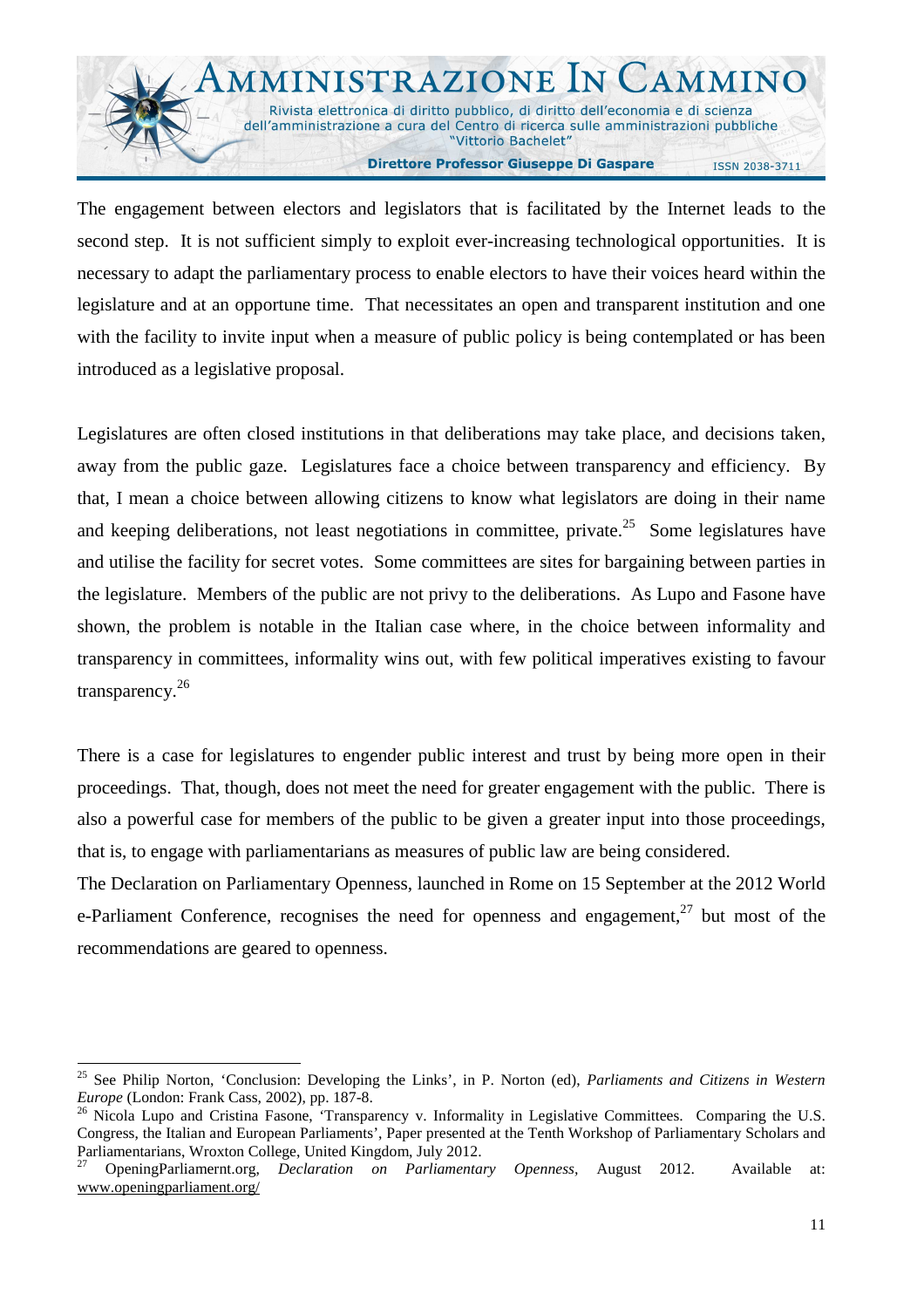The engagement between electors and legislators that is facilitated by the Internet leads to the second step. It is not sufficient simply to exploit ever-increasing technological opportunities. It is necessary to adapt the parliamentary process to enable electors to have their voices heard within the legislature and at an opportune time. That necessitates an open and transparent institution and one with the facility to invite input when a measure of public policy is being contemplated or has been introduced as a legislative proposal.

Legislatures are often closed institutions in that deliberations may take place, and decisions taken, away from the public gaze. Legislatures face a choice between transparency and efficiency. By that, I mean a choice between allowing citizens to know what legislators are doing in their name and keeping deliberations, not least negotiations in committee, private.[25] Some legislatures have and utilise the facility for secret votes. Some committees are sites for bargaining between parties in the legislature. Members of the public are not privy to the deliberations. As Lupo and Fasone have shown, the problem is notable in the Italian case where, in the choice between informality and transparency in committees, informality wins out, with few political imperatives existing to favour transparency.[26]

There is a case for legislatures to engender public interest and trust by being more open in their proceedings. That, though, does not meet the need for greater engagement with the public. There is also a powerful case for members of the public to be given a greater input into those proceedings, that is, to engage with parliamentarians as measures of public law are being considered.

The Declaration on Parliamentary Openness, launched in Rome on 15 September at the 2012 World e-Parliament Conference, recognises the need for openness and engagement,[27] but most of the recommendations are geared to openness.

---

[25] See Philip Norton, 'Conclusion: Developing the Links', in P. Norton (ed), *Parliaments and Citizens in Western Europe* (London: Frank Cass, 2002), pp. 187-8.

[26] Nicola Lupo and Cristina Fasone, 'Transparency v. Informality in Legislative Committees. Comparing the U.S. Congress, the Italian and European Parliaments', Paper presented at the Tenth Workshop of Parliamentary Scholars and Parliamentarians, Wroxton College, United Kingdom, July 2012.

[27] OpeningParliamernt.org, *Declaration on Parliamentary Openness*, August 2012. Available at: www.openingparliament.org/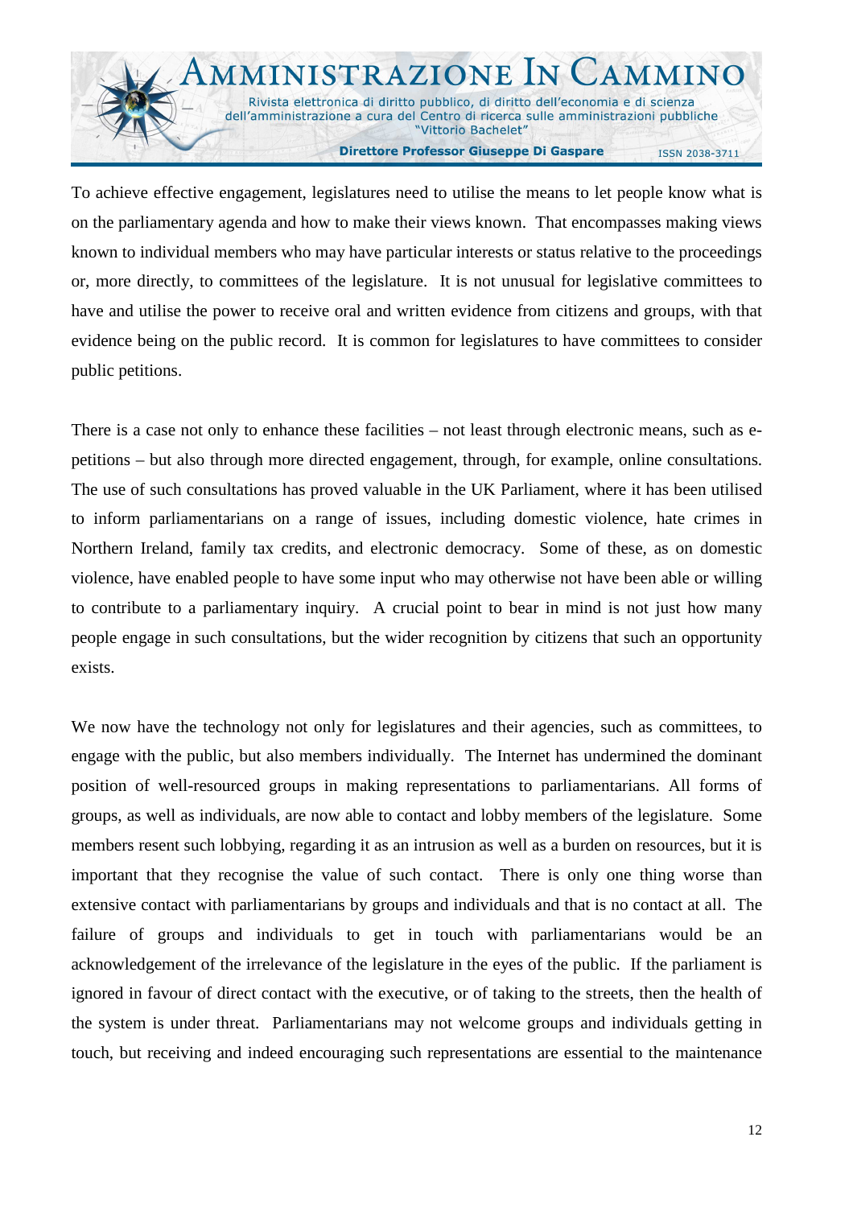To achieve effective engagement, legislatures need to utilise the means to let people know what is on the parliamentary agenda and how to make their views known. That encompasses making views known to individual members who may have particular interests or status relative to the proceedings or, more directly, to committees of the legislature. It is not unusual for legislative committees to have and utilise the power to receive oral and written evidence from citizens and groups, with that evidence being on the public record. It is common for legislatures to have committees to consider public petitions.

There is a case not only to enhance these facilities – not least through electronic means, such as e-petitions – but also through more directed engagement, through, for example, online consultations. The use of such consultations has proved valuable in the UK Parliament, where it has been utilised to inform parliamentarians on a range of issues, including domestic violence, hate crimes in Northern Ireland, family tax credits, and electronic democracy. Some of these, as on domestic violence, have enabled people to have some input who may otherwise not have been able or willing to contribute to a parliamentary inquiry. A crucial point to bear in mind is not just how many people engage in such consultations, but the wider recognition by citizens that such an opportunity exists.

We now have the technology not only for legislatures and their agencies, such as committees, to engage with the public, but also members individually. The Internet has undermined the dominant position of well-resourced groups in making representations to parliamentarians. All forms of groups, as well as individuals, are now able to contact and lobby members of the legislature. Some members resent such lobbying, regarding it as an intrusion as well as a burden on resources, but it is important that they recognise the value of such contact. There is only one thing worse than extensive contact with parliamentarians by groups and individuals and that is no contact at all. The failure of groups and individuals to get in touch with parliamentarians would be an acknowledgement of the irrelevance of the legislature in the eyes of the public. If the parliament is ignored in favour of direct contact with the executive, or of taking to the streets, then the health of the system is under threat. Parliamentarians may not welcome groups and individuals getting in touch, but receiving and indeed encouraging such representations are essential to the maintenance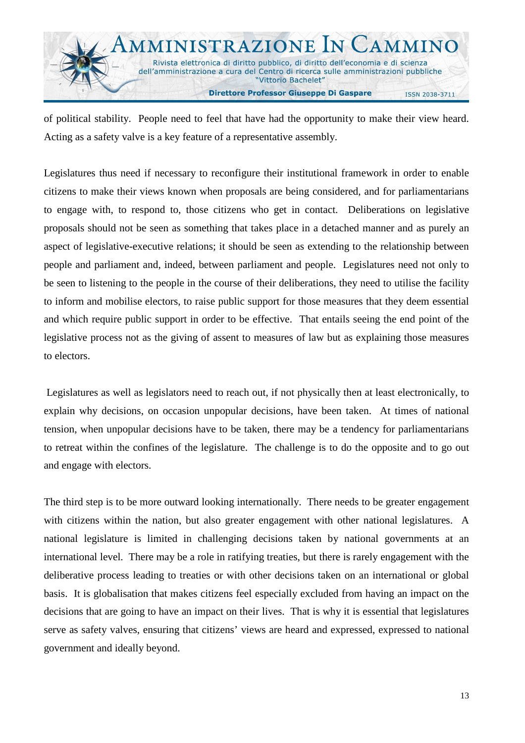of political stability. People need to feel that have had the opportunity to make their view heard. Acting as a safety valve is a key feature of a representative assembly.

Legislatures thus need if necessary to reconfigure their institutional framework in order to enable citizens to make their views known when proposals are being considered, and for parliamentarians to engage with, to respond to, those citizens who get in contact. Deliberations on legislative proposals should not be seen as something that takes place in a detached manner and as purely an aspect of legislative-executive relations; it should be seen as extending to the relationship between people and parliament and, indeed, between parliament and people. Legislatures need not only to be seen to listening to the people in the course of their deliberations, they need to utilise the facility to inform and mobilise electors, to raise public support for those measures that they deem essential and which require public support in order to be effective. That entails seeing the end point of the legislative process not as the giving of assent to measures of law but as explaining those measures to electors.

Legislatures as well as legislators need to reach out, if not physically then at least electronically, to explain why decisions, on occasion unpopular decisions, have been taken. At times of national tension, when unpopular decisions have to be taken, there may be a tendency for parliamentarians to retreat within the confines of the legislature. The challenge is to do the opposite and to go out and engage with electors.

The third step is to be more outward looking internationally. There needs to be greater engagement with citizens within the nation, but also greater engagement with other national legislatures. A national legislature is limited in challenging decisions taken by national governments at an international level. There may be a role in ratifying treaties, but there is rarely engagement with the deliberative process leading to treaties or with other decisions taken on an international or global basis. It is globalisation that makes citizens feel especially excluded from having an impact on the decisions that are going to have an impact on their lives. That is why it is essential that legislatures serve as safety valves, ensuring that citizens' views are heard and expressed, expressed to national government and ideally beyond.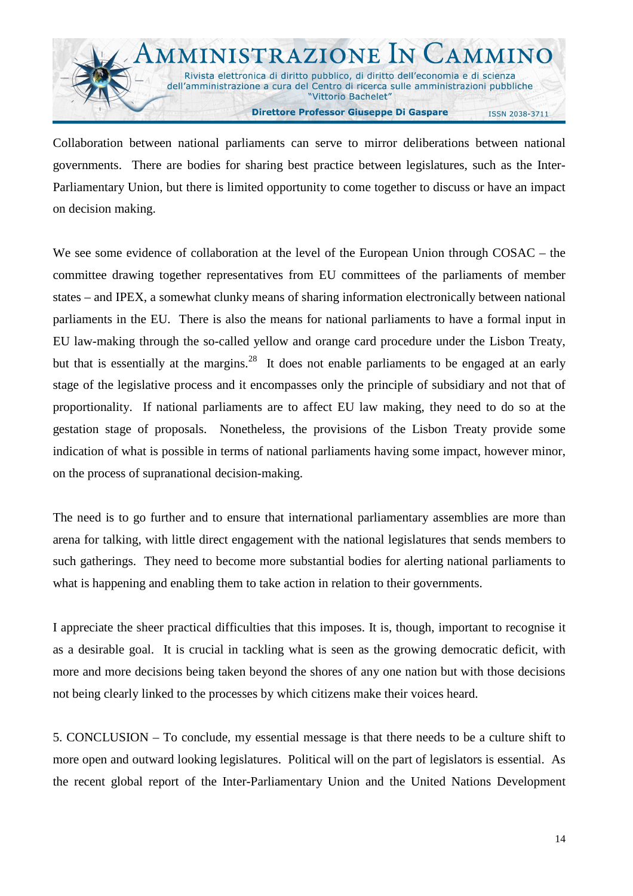Collaboration between national parliaments can serve to mirror deliberations between national governments. There are bodies for sharing best practice between legislatures, such as the Inter-Parliamentary Union, but there is limited opportunity to come together to discuss or have an impact on decision making.

We see some evidence of collaboration at the level of the European Union through COSAC – the committee drawing together representatives from EU committees of the parliaments of member states – and IPEX, a somewhat clunky means of sharing information electronically between national parliaments in the EU. There is also the means for national parliaments to have a formal input in EU law-making through the so-called yellow and orange card procedure under the Lisbon Treaty, but that is essentially at the margins.[28] It does not enable parliaments to be engaged at an early stage of the legislative process and it encompasses only the principle of subsidiary and not that of proportionality. If national parliaments are to affect EU law making, they need to do so at the gestation stage of proposals. Nonetheless, the provisions of the Lisbon Treaty provide some indication of what is possible in terms of national parliaments having some impact, however minor, on the process of supranational decision-making.

The need is to go further and to ensure that international parliamentary assemblies are more than arena for talking, with little direct engagement with the national legislatures that sends members to such gatherings. They need to become more substantial bodies for alerting national parliaments to what is happening and enabling them to take action in relation to their governments.

I appreciate the sheer practical difficulties that this imposes. It is, though, important to recognise it as a desirable goal. It is crucial in tackling what is seen as the growing democratic deficit, with more and more decisions being taken beyond the shores of any one nation but with those decisions not being clearly linked to the processes by which citizens make their voices heard.

5. CONCLUSION – To conclude, my essential message is that there needs to be a culture shift to more open and outward looking legislatures. Political will on the part of legislators is essential. As the recent global report of the Inter-Parliamentary Union and the United Nations Development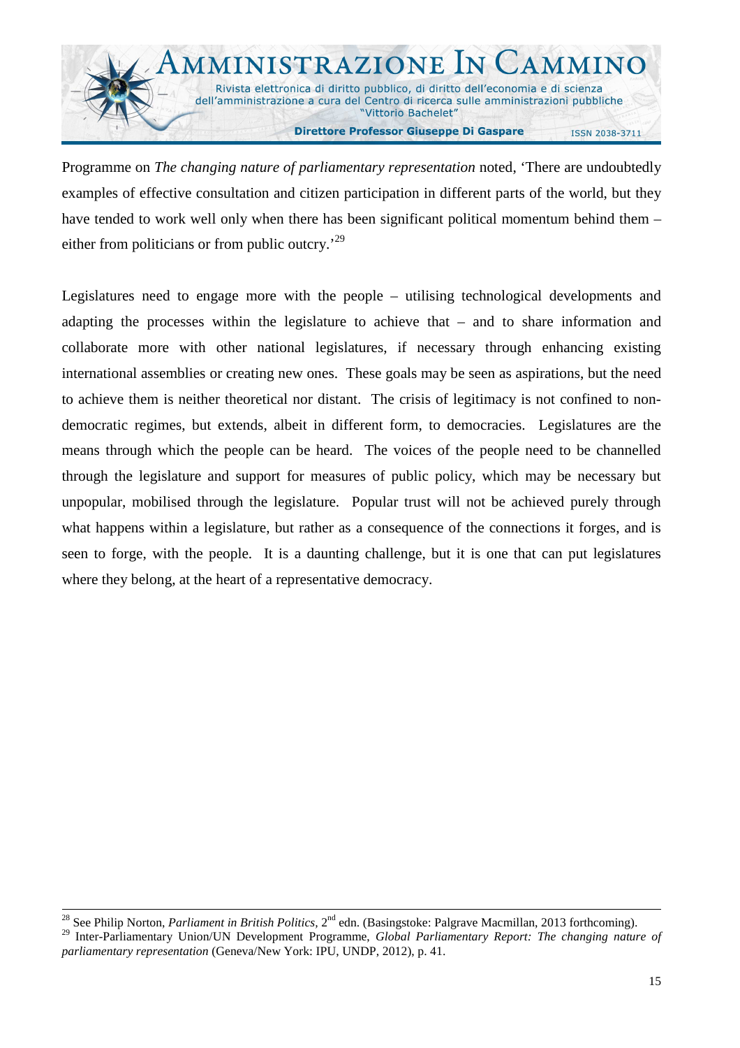Programme on *The changing nature of parliamentary representation* noted, 'There are undoubtedly examples of effective consultation and citizen participation in different parts of the world, but they have tended to work well only when there has been significant political momentum behind them – either from politicians or from public outcry.'[29]

Legislatures need to engage more with the people – utilising technological developments and adapting the processes within the legislature to achieve that – and to share information and collaborate more with other national legislatures, if necessary through enhancing existing international assemblies or creating new ones. These goals may be seen as aspirations, but the need to achieve them is neither theoretical nor distant. The crisis of legitimacy is not confined to non-democratic regimes, but extends, albeit in different form, to democracies. Legislatures are the means through which the people can be heard. The voices of the people need to be channelled through the legislature and support for measures of public policy, which may be necessary but unpopular, mobilised through the legislature. Popular trust will not be achieved purely through what happens within a legislature, but rather as a consequence of the connections it forges, and is seen to forge, with the people. It is a daunting challenge, but it is one that can put legislatures where they belong, at the heart of a representative democracy.

---

[28] See Philip Norton, *Parliament in British Politics*, 2nd edn. (Basingstoke: Palgrave Macmillan, 2013 forthcoming).

[29] Inter-Parliamentary Union/UN Development Programme, *Global Parliamentary Report: The changing nature of parliamentary representation* (Geneva/New York: IPU, UNDP, 2012), p. 41.